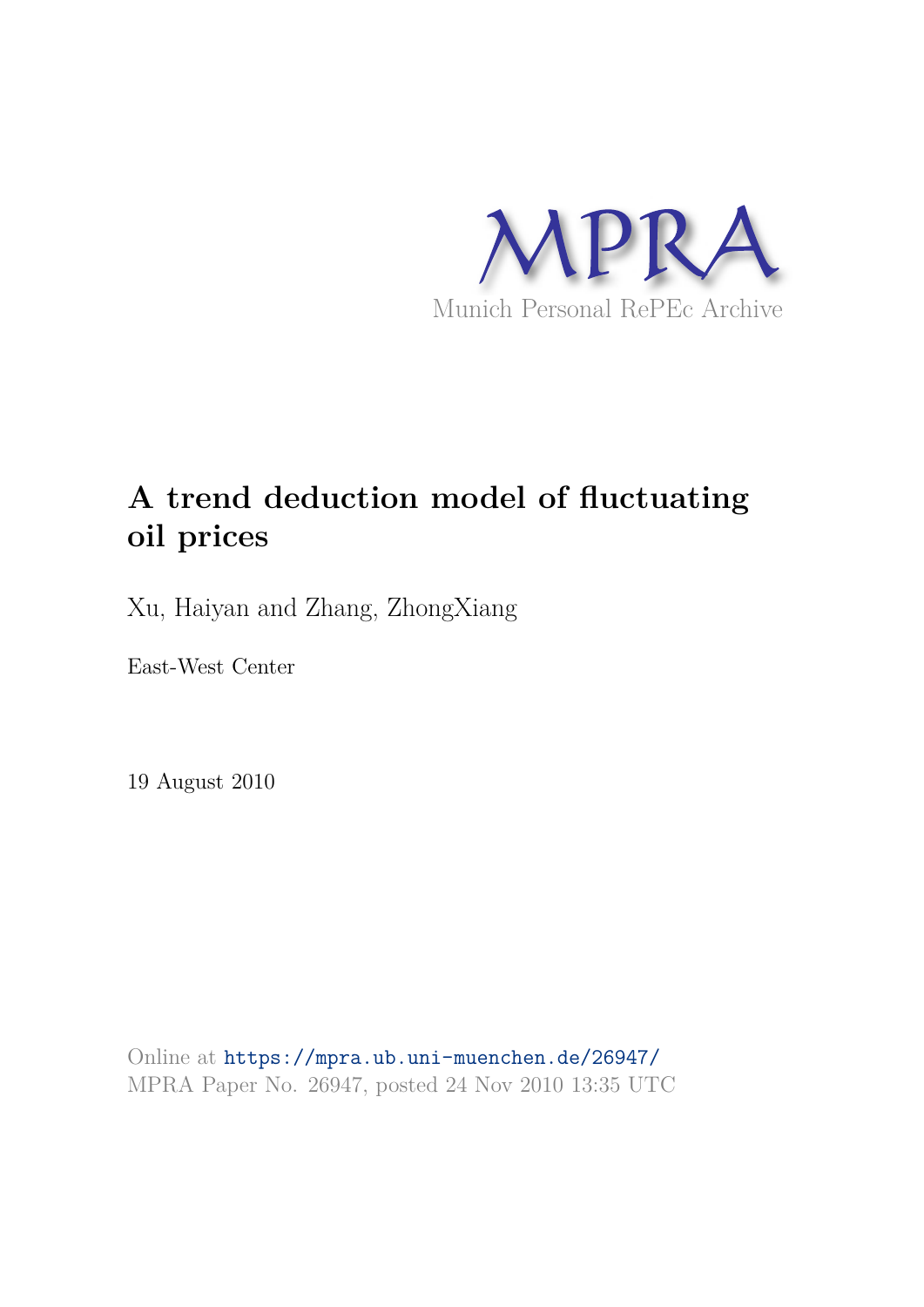MPRA

Munich Personal RePEc Archive

# A trend deduction model of fluctuating oil prices

Xu, Haiyan and Zhang, ZhongXiang

East-West Center

19 August 2010

Online at https://mpra.ub.uni-muenchen.de/26947/
MPRA Paper No. 26947, posted 24 Nov 2010 13:35 UTC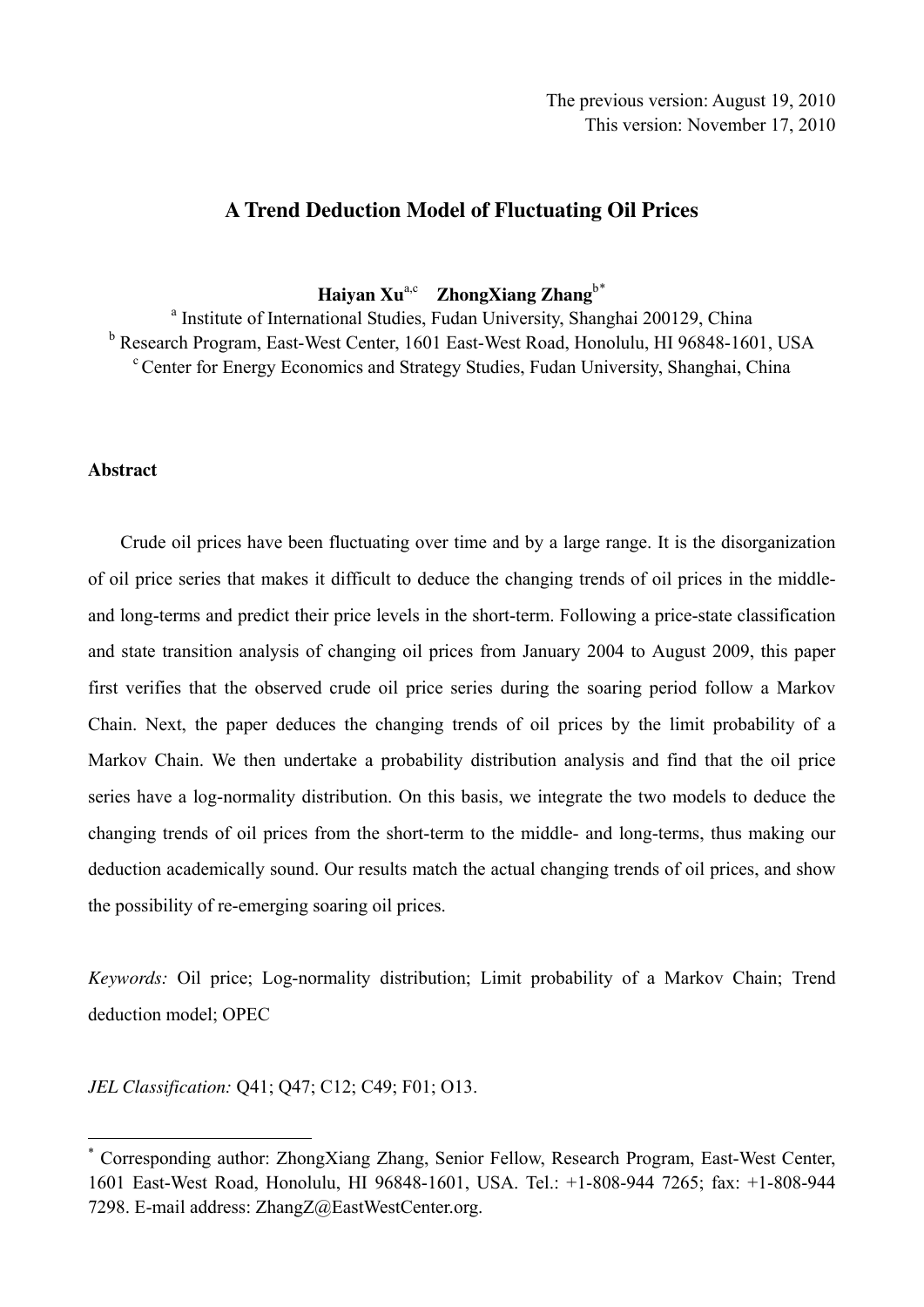The previous version: August 19, 2010
This version: November 17, 2010

# A Trend Deduction Model of Fluctuating Oil Prices

**Haiyan Xu**[a,c] **ZhongXiang Zhang**[b*]

[a] Institute of International Studies, Fudan University, Shanghai 200129, China
[b] Research Program, East-West Center, 1601 East-West Road, Honolulu, HI 96848-1601, USA
[c] Center for Energy Economics and Strategy Studies, Fudan University, Shanghai, China

## Abstract

Crude oil prices have been fluctuating over time and by a large range. It is the disorganization of oil price series that makes it difficult to deduce the changing trends of oil prices in the middle- and long-terms and predict their price levels in the short-term. Following a price-state classification and state transition analysis of changing oil prices from January 2004 to August 2009, this paper first verifies that the observed crude oil price series during the soaring period follow a Markov Chain. Next, the paper deduces the changing trends of oil prices by the limit probability of a Markov Chain. We then undertake a probability distribution analysis and find that the oil price series have a log-normality distribution. On this basis, we integrate the two models to deduce the changing trends of oil prices from the short-term to the middle- and long-terms, thus making our deduction academically sound. Our results match the actual changing trends of oil prices, and show the possibility of re-emerging soaring oil prices.

*Keywords:* Oil price; Log-normality distribution; Limit probability of a Markov Chain; Trend deduction model; OPEC

*JEL Classification:* Q41; Q47; C12; C49; F01; O13.

---

[*] Corresponding author: ZhongXiang Zhang, Senior Fellow, Research Program, East-West Center, 1601 East-West Road, Honolulu, HI 96848-1601, USA. Tel.: +1-808-944 7265; fax: +1-808-944 7298. E-mail address: ZhangZ@EastWestCenter.org.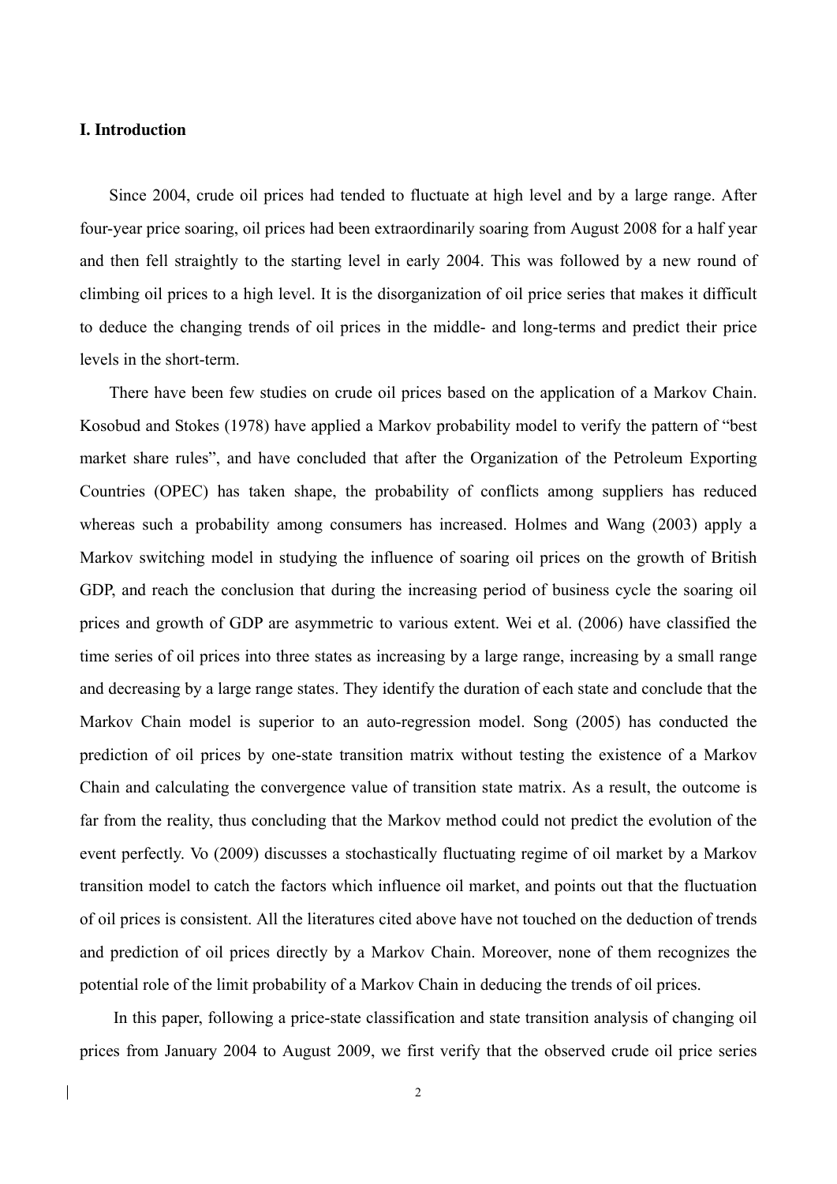**I. Introduction**

Since 2004, crude oil prices had tended to fluctuate at high level and by a large range. After four-year price soaring, oil prices had been extraordinarily soaring from August 2008 for a half year and then fell straightly to the starting level in early 2004. This was followed by a new round of climbing oil prices to a high level. It is the disorganization of oil price series that makes it difficult to deduce the changing trends of oil prices in the middle- and long-terms and predict their price levels in the short-term.

There have been few studies on crude oil prices based on the application of a Markov Chain. Kosobud and Stokes (1978) have applied a Markov probability model to verify the pattern of "best market share rules", and have concluded that after the Organization of the Petroleum Exporting Countries (OPEC) has taken shape, the probability of conflicts among suppliers has reduced whereas such a probability among consumers has increased. Holmes and Wang (2003) apply a Markov switching model in studying the influence of soaring oil prices on the growth of British GDP, and reach the conclusion that during the increasing period of business cycle the soaring oil prices and growth of GDP are asymmetric to various extent. Wei et al. (2006) have classified the time series of oil prices into three states as increasing by a large range, increasing by a small range and decreasing by a large range states. They identify the duration of each state and conclude that the Markov Chain model is superior to an auto-regression model. Song (2005) has conducted the prediction of oil prices by one-state transition matrix without testing the existence of a Markov Chain and calculating the convergence value of transition state matrix. As a result, the outcome is far from the reality, thus concluding that the Markov method could not predict the evolution of the event perfectly. Vo (2009) discusses a stochastically fluctuating regime of oil market by a Markov transition model to catch the factors which influence oil market, and points out that the fluctuation of oil prices is consistent. All the literatures cited above have not touched on the deduction of trends and prediction of oil prices directly by a Markov Chain. Moreover, none of them recognizes the potential role of the limit probability of a Markov Chain in deducing the trends of oil prices.

In this paper, following a price-state classification and state transition analysis of changing oil prices from January 2004 to August 2009, we first verify that the observed crude oil price series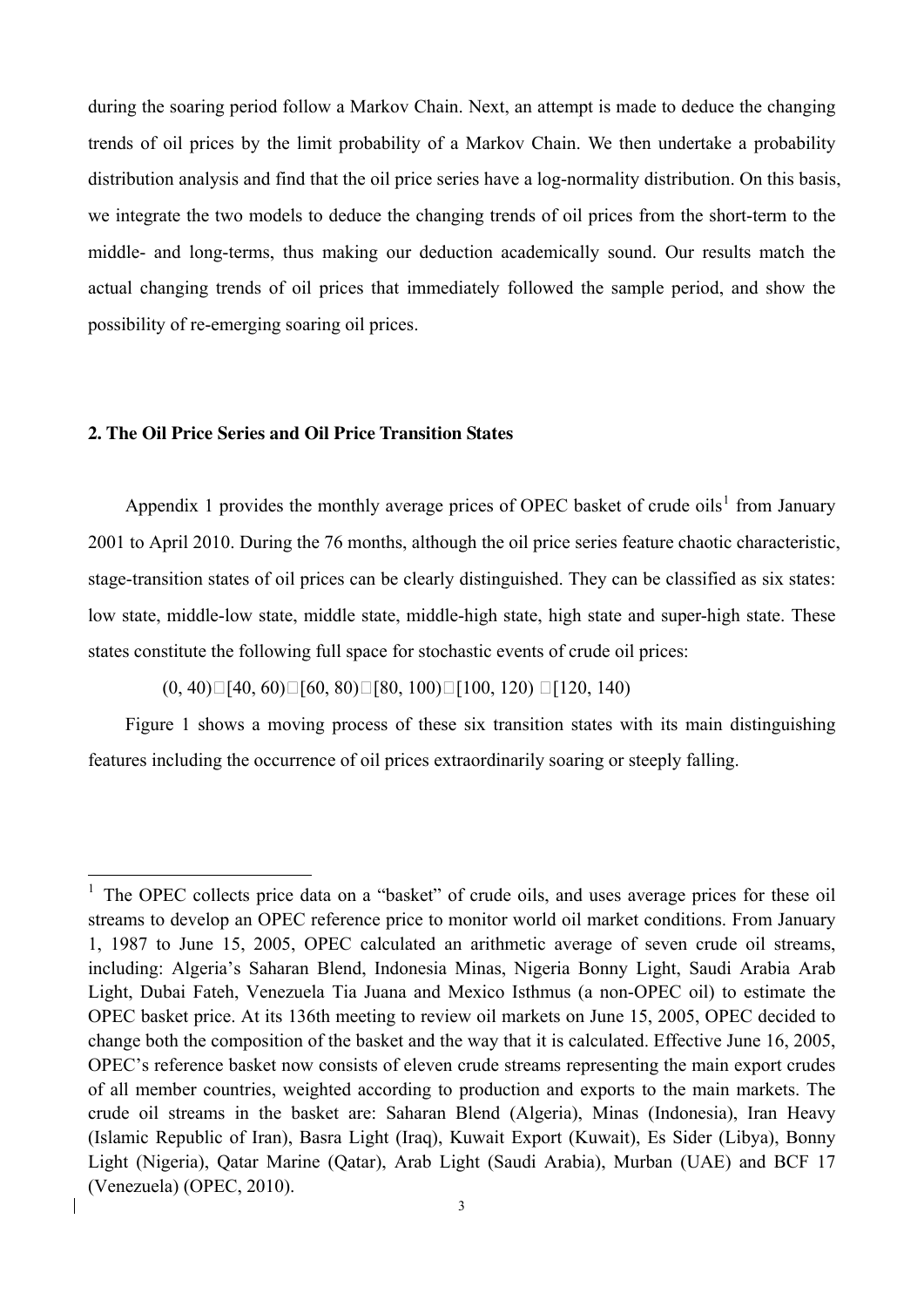during the soaring period follow a Markov Chain. Next, an attempt is made to deduce the changing trends of oil prices by the limit probability of a Markov Chain. We then undertake a probability distribution analysis and find that the oil price series have a log-normality distribution. On this basis, we integrate the two models to deduce the changing trends of oil prices from the short-term to the middle- and long-terms, thus making our deduction academically sound. Our results match the actual changing trends of oil prices that immediately followed the sample period, and show the possibility of re-emerging soaring oil prices.

## 2. The Oil Price Series and Oil Price Transition States

Appendix 1 provides the monthly average prices of OPEC basket of crude oils[1] from January 2001 to April 2010. During the 76 months, although the oil price series feature chaotic characteristic, stage-transition states of oil prices can be clearly distinguished. They can be classified as six states: low state, middle-low state, middle state, middle-high state, high state and super-high state. These states constitute the following full space for stochastic events of crude oil prices:

$$(0, 40)\cup[40, 60)\cup[60, 80)\cup[80, 100)\cup[100, 120)\cup[120, 140)$$

Figure 1 shows a moving process of these six transition states with its main distinguishing features including the occurrence of oil prices extraordinarily soaring or steeply falling.

---

[1] The OPEC collects price data on a "basket" of crude oils, and uses average prices for these oil streams to develop an OPEC reference price to monitor world oil market conditions. From January 1, 1987 to June 15, 2005, OPEC calculated an arithmetic average of seven crude oil streams, including: Algeria's Saharan Blend, Indonesia Minas, Nigeria Bonny Light, Saudi Arabia Arab Light, Dubai Fateh, Venezuela Tia Juana and Mexico Isthmus (a non-OPEC oil) to estimate the OPEC basket price. At its 136th meeting to review oil markets on June 15, 2005, OPEC decided to change both the composition of the basket and the way that it is calculated. Effective June 16, 2005, OPEC's reference basket now consists of eleven crude streams representing the main export crudes of all member countries, weighted according to production and exports to the main markets. The crude oil streams in the basket are: Saharan Blend (Algeria), Minas (Indonesia), Iran Heavy (Islamic Republic of Iran), Basra Light (Iraq), Kuwait Export (Kuwait), Es Sider (Libya), Bonny Light (Nigeria), Qatar Marine (Qatar), Arab Light (Saudi Arabia), Murban (UAE) and BCF 17 (Venezuela) (OPEC, 2010).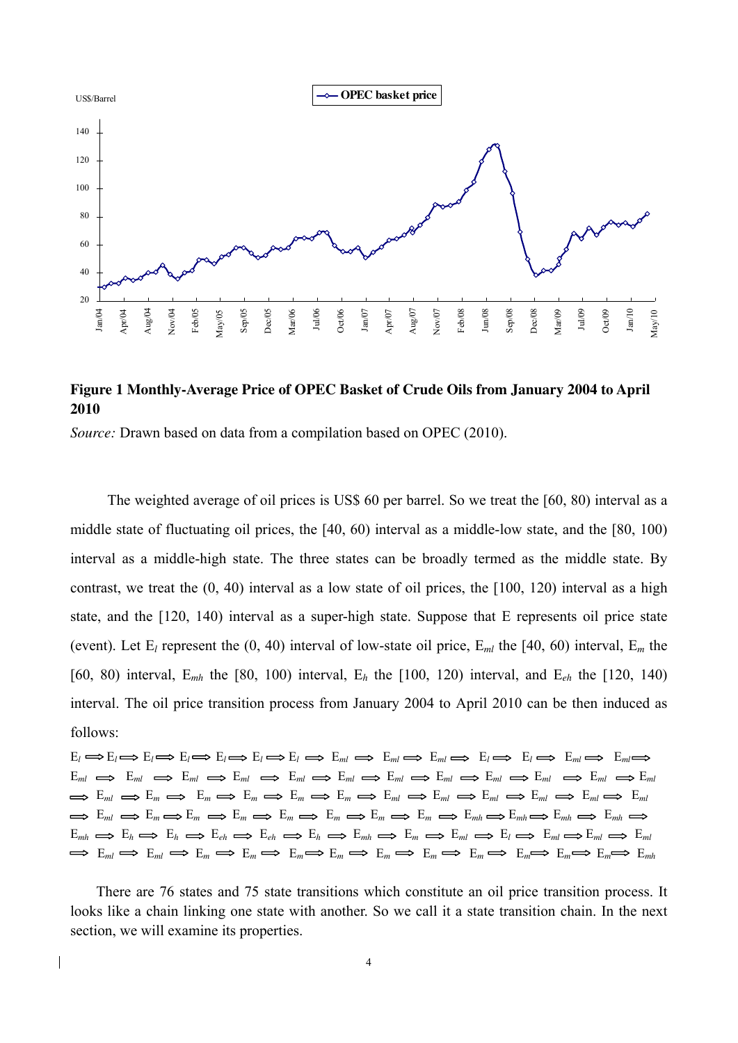**Figure 1 Monthly-Average Price of OPEC Basket of Crude Oils from January 2004 to April 2010**

*Source:* Drawn based on data from a compilation based on OPEC (2010).

The weighted average of oil prices is US$ 60 per barrel. So we treat the [60, 80) interval as a middle state of fluctuating oil prices, the [40, 60) interval as a middle-low state, and the [80, 100) interval as a middle-high state. The three states can be broadly termed as the middle state. By contrast, we treat the (0, 40) interval as a low state of oil prices, the [100, 120) interval as a high state, and the [120, 140) interval as a super-high state. Suppose that E represents oil price state (event). Let $E_l$ represent the (0, 40) interval of low-state oil price, $E_{ml}$ the [40, 60) interval, $E_m$ the [60, 80) interval, $E_{mh}$ the [80, 100) interval, $E_h$ the [100, 120) interval, and $E_{eh}$ the [120, 140) interval. The oil price transition process from January 2004 to April 2010 can be then induced as follows:

$E_l \Rightarrow E_l \Rightarrow E_l \Rightarrow E_l \Rightarrow E_l \Rightarrow E_l \Rightarrow E_l \Rightarrow E_{ml} \Rightarrow E_{ml} \Rightarrow E_{ml} \Rightarrow E_l \Rightarrow E_l \Rightarrow E_{ml} \Rightarrow E_{ml} \Rightarrow$
$E_{ml} \Rightarrow E_{ml} \Rightarrow E_{ml} \Rightarrow E_{ml} \Rightarrow E_{ml} \Rightarrow E_{ml} \Rightarrow E_{ml} \Rightarrow E_{ml} \Rightarrow E_{ml} \Rightarrow E_{ml} \Rightarrow E_{ml} \Rightarrow E_{ml}$
$\Rightarrow E_{ml} \Rightarrow E_m \Rightarrow E_m \Rightarrow E_m \Rightarrow E_m \Rightarrow E_m \Rightarrow E_{ml} \Rightarrow E_{ml} \Rightarrow E_{ml} \Rightarrow E_{ml} \Rightarrow E_{ml} \Rightarrow E_{ml}$
$\Rightarrow E_{ml} \Rightarrow E_m \Rightarrow E_m \Rightarrow E_m \Rightarrow E_m \Rightarrow E_m \Rightarrow E_m \Rightarrow E_m \Rightarrow E_{mh} \Rightarrow E_{mh} \Rightarrow E_{mh} \Rightarrow E_{mh} \Rightarrow$
$E_{mh} \Rightarrow E_h \Rightarrow E_h \Rightarrow E_{eh} \Rightarrow E_{eh} \Rightarrow E_h \Rightarrow E_{mh} \Rightarrow E_m \Rightarrow E_{ml} \Rightarrow E_l \Rightarrow E_{ml} \Rightarrow E_{ml} \Rightarrow E_{ml}$
$\Rightarrow E_{ml} \Rightarrow E_{ml} \Rightarrow E_m \Rightarrow E_m \Rightarrow E_m \Rightarrow E_m \Rightarrow E_m \Rightarrow E_m \Rightarrow E_m \Rightarrow E_m \Rightarrow E_m \Rightarrow E_m \Rightarrow E_{mh}$

There are 76 states and 75 state transitions which constitute an oil price transition process. It looks like a chain linking one state with another. So we call it a state transition chain. In the next section, we will examine its properties.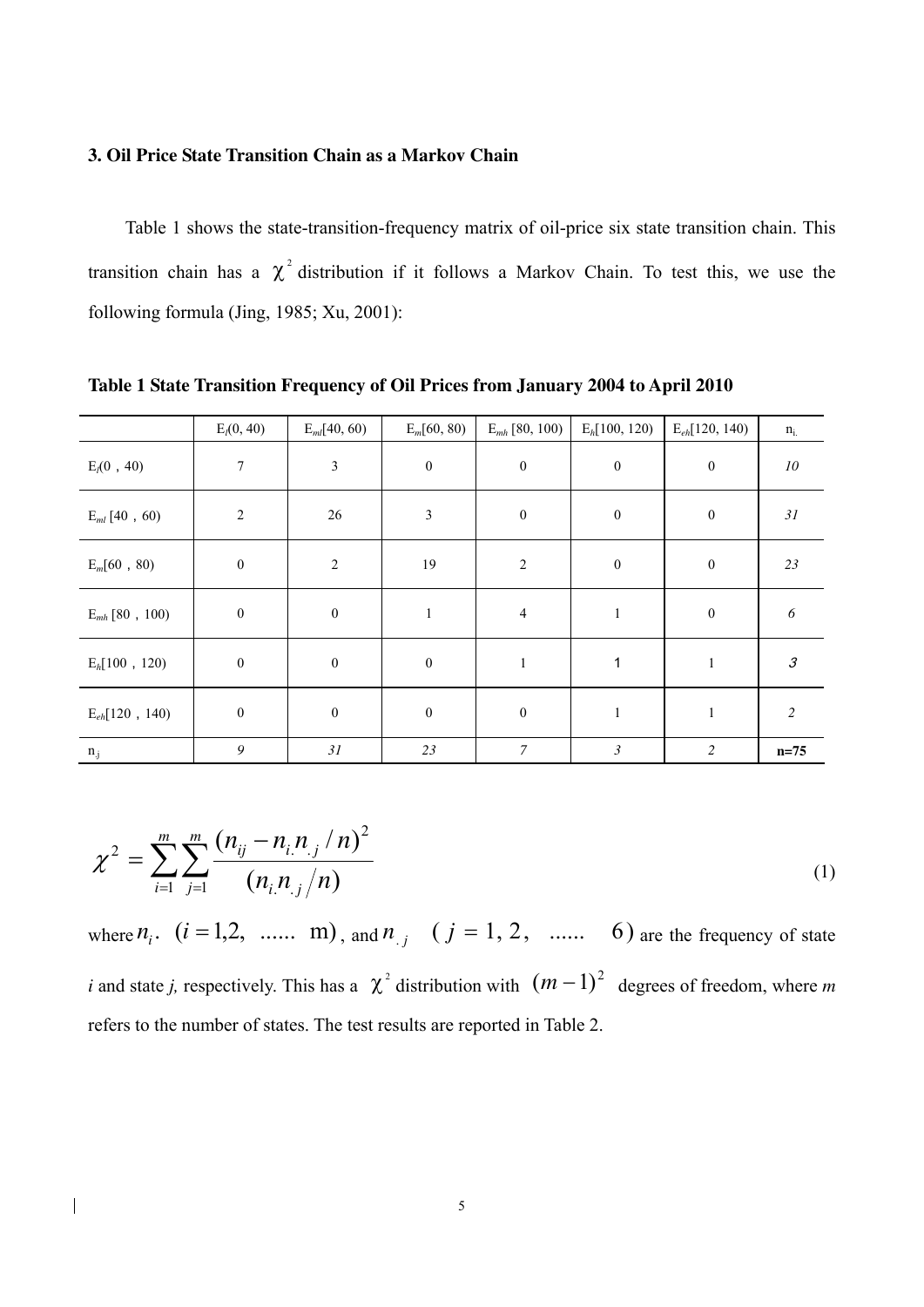### 3. Oil Price State Transition Chain as a Markov Chain

Table 1 shows the state-transition-frequency matrix of oil-price six state transition chain. This transition chain has a $\chi^2$ distribution if it follows a Markov Chain. To test this, we use the following formula (Jing, 1985; Xu, 2001):

**Table 1 State Transition Frequency of Oil Prices from January 2004 to April 2010**

| | $E_l(0, 40)$ | $E_{ml}[40, 60)$ | $E_m[60, 80)$ | $E_{mh}$ [80, 100) | $E_h[100, 120)$ | $E_{eh}[120, 140)$ | $n_{i.}$ |
|---|---|---|---|---|---|---|---|
| $E_l(0，40)$ | 7 | 3 | 0 | 0 | 0 | 0 | *10* |
| $E_{ml}$ [40，60) | 2 | 26 | 3 | 0 | 0 | 0 | *31* |
| $E_m[60，80)$ | 0 | 2 | 19 | 2 | 0 | 0 | *23* |
| $E_{mh}$ [80，100) | 0 | 0 | 1 | 4 | 1 | 0 | *6* |
| $E_h[100，120)$ | 0 | 0 | 0 | 1 | 1 | 1 | *3* |
| $E_{eh}[120，140)$ | 0 | 0 | 0 | 0 | 1 | 1 | *2* |
| $n_{.j}$ | *9* | *31* | *23* | *7* | *3* | *2* | **n=75** |

$$\chi^2 = \sum_{i=1}^{m}\sum_{j=1}^{m}\frac{(n_{ij} - n_{i.}n_{.j}/n)^2}{(n_{i.}n_{.j}/n)} \tag{1}$$

where $n_{i}.\ (i = 1,2,\ \ldots\ \mathrm{m})$, and $n_{.j}\ \ (j = 1, 2,\ \ldots\ \ 6)$ are the frequency of state *i* and state *j,* respectively. This has a $\chi^2$ distribution with $(m-1)^2$ degrees of freedom, where *m* refers to the number of states. The test results are reported in Table 2.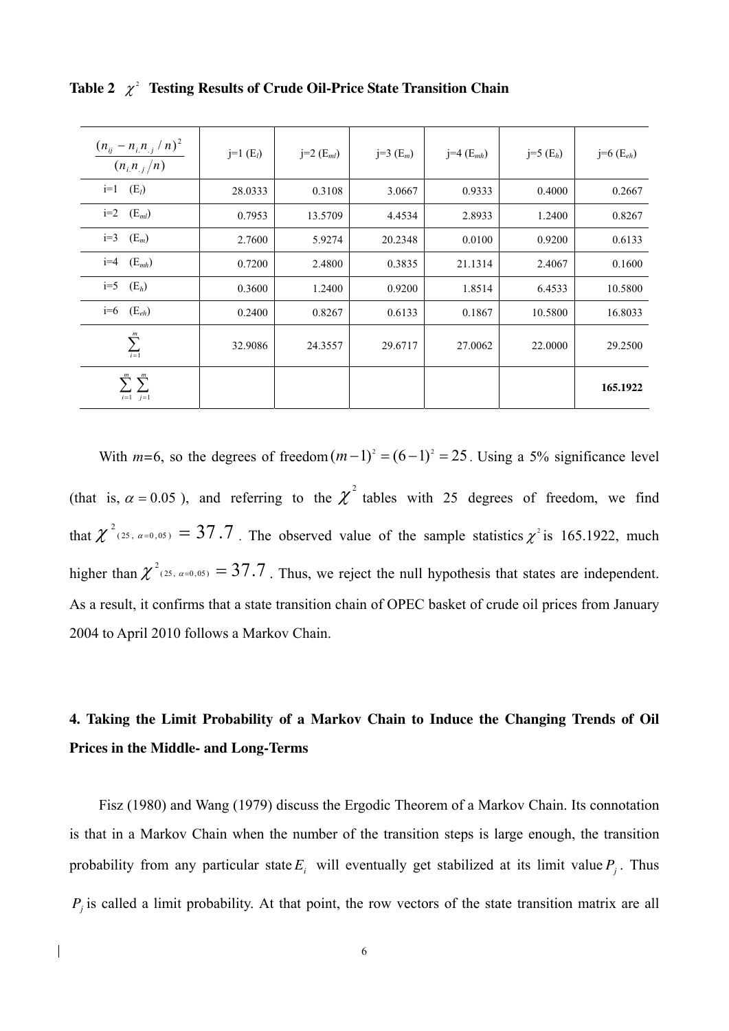**Table 2 $\chi^2$ Testing Results of Crude Oil-Price State Transition Chain**

| $\frac{(n_{ij} - n_{i.}n_{.j}/n)^2}{(n_{i.}n_{.j}/n)}$ | j=1 ($E_l$) | j=2 ($E_{ml}$) | j=3 ($E_m$) | j=4 ($E_{mh}$) | j=5 ($E_h$) | j=6 ($E_{eh}$) |
|---|---|---|---|---|---|---|
| i=1 ($E_l$) | 28.0333 | 0.3108 | 3.0667 | 0.9333 | 0.4000 | 0.2667 |
| i=2 ($E_{ml}$) | 0.7953 | 13.5709 | 4.4534 | 2.8933 | 1.2400 | 0.8267 |
| i=3 ($E_m$) | 2.7600 | 5.9274 | 20.2348 | 0.0100 | 0.9200 | 0.6133 |
| i=4 ($E_{mh}$) | 0.7200 | 2.4800 | 0.3835 | 21.1314 | 2.4067 | 0.1600 |
| i=5 ($E_h$) | 0.3600 | 1.2400 | 0.9200 | 1.8514 | 6.4533 | 10.5800 |
| i=6 ($E_{eh}$) | 0.2400 | 0.8267 | 0.6133 | 0.1867 | 10.5800 | 16.8033 |
| $\sum_{i=1}^{m}$ | 32.9086 | 24.3557 | 29.6717 | 27.0062 | 22.0000 | 29.2500 |
| $\sum_{i=1}^{m}\sum_{j=1}^{m}$ | | | | | | **165.1922** |

With $m$=6, so the degrees of freedom $(m-1)^2 = (6-1)^2 = 25$. Using a 5% significance level (that is, $\alpha = 0.05$), and referring to the $\chi^2$ tables with 25 degrees of freedom, we find that $\chi^2_{(25,\ \alpha=0,05)} = 37.7$. The observed value of the sample statistics $\chi^2$ is 165.1922, much higher than $\chi^2_{(25,\ \alpha=0,05)} = 37.7$. Thus, we reject the null hypothesis that states are independent. As a result, it confirms that a state transition chain of OPEC basket of crude oil prices from January 2004 to April 2010 follows a Markov Chain.

## 4. Taking the Limit Probability of a Markov Chain to Induce the Changing Trends of Oil Prices in the Middle- and Long-Terms

Fisz (1980) and Wang (1979) discuss the Ergodic Theorem of a Markov Chain. Its connotation is that in a Markov Chain when the number of the transition steps is large enough, the transition probability from any particular state $E_i$ will eventually get stabilized at its limit value $P_j$. Thus $P_j$ is called a limit probability. At that point, the row vectors of the state transition matrix are all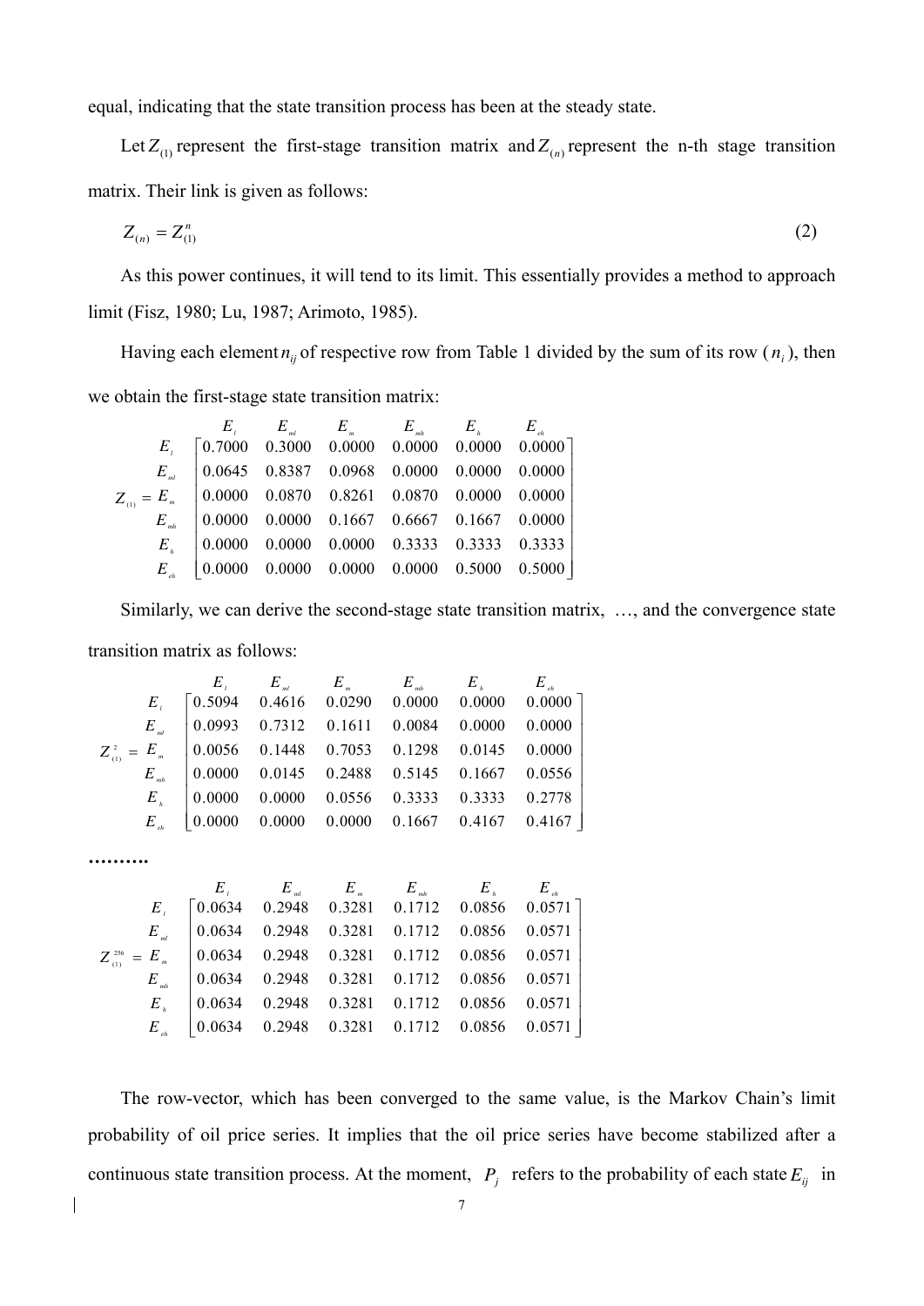equal, indicating that the state transition process has been at the steady state.

Let $Z_{(1)}$ represent the first-stage transition matrix and $Z_{(n)}$ represent the n-th stage transition matrix. Their link is given as follows:

$$Z_{(n)} = Z_{(1)}^{n} \tag{2}$$

As this power continues, it will tend to its limit. This essentially provides a method to approach limit (Fisz, 1980; Lu, 1987; Arimoto, 1985).

Having each element $n_{ij}$ of respective row from Table 1 divided by the sum of its row ($n_i$), then we obtain the first-stage state transition matrix:

$$Z_{(1)} = \begin{array}{c} \\ E_l \\ E_{ml} \\ E_m \\ E_{mh} \\ E_h \\ E_{eh} \end{array} \begin{array}{c} \begin{array}{cccccc} E_l & E_{ml} & E_m & E_{mh} & E_h & E_{eh} \end{array} \\ \begin{bmatrix} 0.7000 & 0.3000 & 0.0000 & 0.0000 & 0.0000 & 0.0000 \\ 0.0645 & 0.8387 & 0.0968 & 0.0000 & 0.0000 & 0.0000 \\ 0.0000 & 0.0870 & 0.8261 & 0.0870 & 0.0000 & 0.0000 \\ 0.0000 & 0.0000 & 0.1667 & 0.6667 & 0.1667 & 0.0000 \\ 0.0000 & 0.0000 & 0.0000 & 0.3333 & 0.3333 & 0.3333 \\ 0.0000 & 0.0000 & 0.0000 & 0.0000 & 0.5000 & 0.5000 \end{bmatrix} \end{array}$$

Similarly, we can derive the second-stage state transition matrix, …, and the convergence state transition matrix as follows:

$$Z_{(1)}^{2} = \begin{array}{c} \\ E_l \\ E_{ml} \\ E_m \\ E_{mh} \\ E_h \\ E_{eh} \end{array} \begin{array}{c} \begin{array}{cccccc} E_l & E_{ml} & E_m & E_{mh} & E_h & E_{eh} \end{array} \\ \begin{bmatrix} 0.5094 & 0.4616 & 0.0290 & 0.0000 & 0.0000 & 0.0000 \\ 0.0993 & 0.7312 & 0.1611 & 0.0084 & 0.0000 & 0.0000 \\ 0.0056 & 0.1448 & 0.7053 & 0.1298 & 0.0145 & 0.0000 \\ 0.0000 & 0.0145 & 0.2488 & 0.5145 & 0.1667 & 0.0556 \\ 0.0000 & 0.0000 & 0.0556 & 0.3333 & 0.3333 & 0.2778 \\ 0.0000 & 0.0000 & 0.0000 & 0.1667 & 0.4167 & 0.4167 \end{bmatrix} \end{array}$$

**……….**

$$Z_{(1)}^{256} = \begin{array}{c} \\ E_l \\ E_{ml} \\ E_m \\ E_{mh} \\ E_h \\ E_{eh} \end{array} \begin{array}{c} \begin{array}{cccccc} E_l & E_{ml} & E_m & E_{mh} & E_h & E_{eh} \end{array} \\ \begin{bmatrix} 0.0634 & 0.2948 & 0.3281 & 0.1712 & 0.0856 & 0.0571 \\ 0.0634 & 0.2948 & 0.3281 & 0.1712 & 0.0856 & 0.0571 \\ 0.0634 & 0.2948 & 0.3281 & 0.1712 & 0.0856 & 0.0571 \\ 0.0634 & 0.2948 & 0.3281 & 0.1712 & 0.0856 & 0.0571 \\ 0.0634 & 0.2948 & 0.3281 & 0.1712 & 0.0856 & 0.0571 \\ 0.0634 & 0.2948 & 0.3281 & 0.1712 & 0.0856 & 0.0571 \end{bmatrix} \end{array}$$

The row-vector, which has been converged to the same value, is the Markov Chain's limit probability of oil price series. It implies that the oil price series have become stabilized after a continuous state transition process. At the moment, $P_j$ refers to the probability of each state $E_{ij}$ in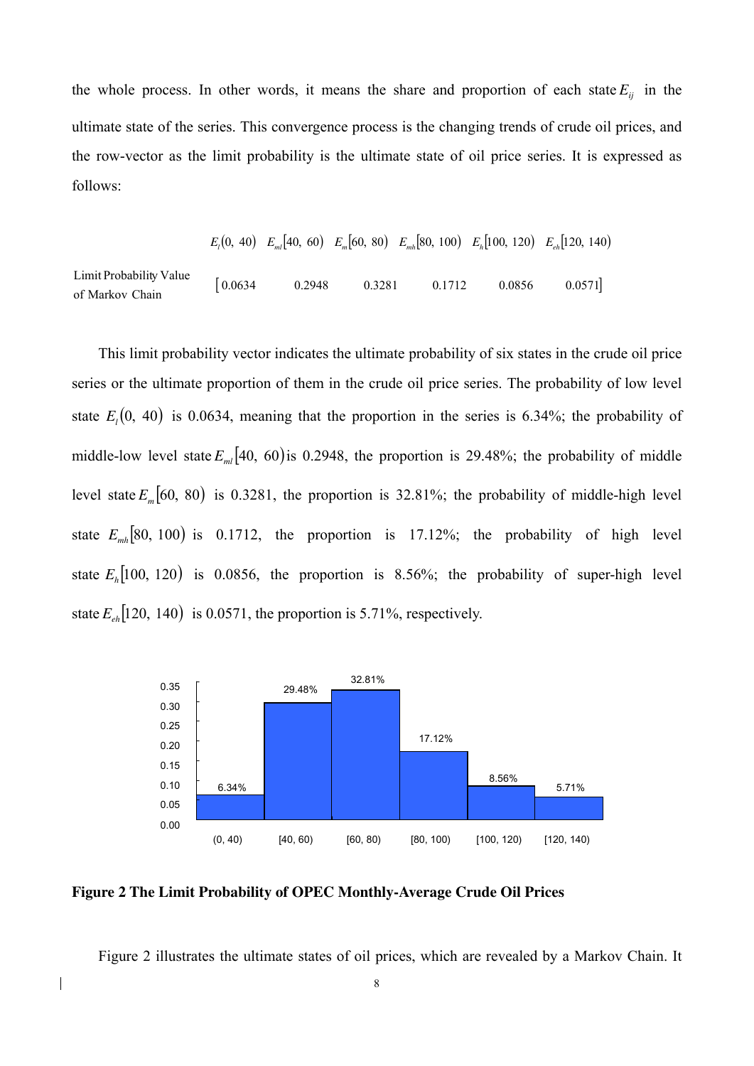the whole process. In other words, it means the share and proportion of each state $E_{ij}$ in the ultimate state of the series. This convergence process is the changing trends of crude oil prices, and the row-vector as the limit probability is the ultimate state of oil price series. It is expressed as follows:

| | $E_l(0,\ 40)$ | $E_{ml}[40,\ 60)$ | $E_m[60,\ 80)$ | $E_{mh}[80,\ 100)$ | $E_h[100,\ 120)$ | $E_{eh}[120,\ 140)$ |
|---|---|---|---|---|---|---|
| Limit Probability Value of Markov Chain | [0.0634 | 0.2948 | 0.3281 | 0.1712 | 0.0856 | 0.0571] |

This limit probability vector indicates the ultimate probability of six states in the crude oil price series or the ultimate proportion of them in the crude oil price series. The probability of low level state $E_l(0,\ 40)$ is 0.0634, meaning that the proportion in the series is 6.34%; the probability of middle-low level state $E_{ml}[40,\ 60)$ is 0.2948, the proportion is 29.48%; the probability of middle level state $E_m[60,\ 80)$ is 0.3281, the proportion is 32.81%; the probability of middle-high level state $E_{mh}[80,\ 100)$ is 0.1712, the proportion is 17.12%; the probability of high level state $E_h[100,\ 120)$ is 0.0856, the proportion is 8.56%; the probability of super-high level state $E_{eh}[120,\ 140)$ is 0.0571, the proportion is 5.71%, respectively.

**Figure 2 The Limit Probability of OPEC Monthly-Average Crude Oil Prices**

Figure 2 illustrates the ultimate states of oil prices, which are revealed by a Markov Chain. It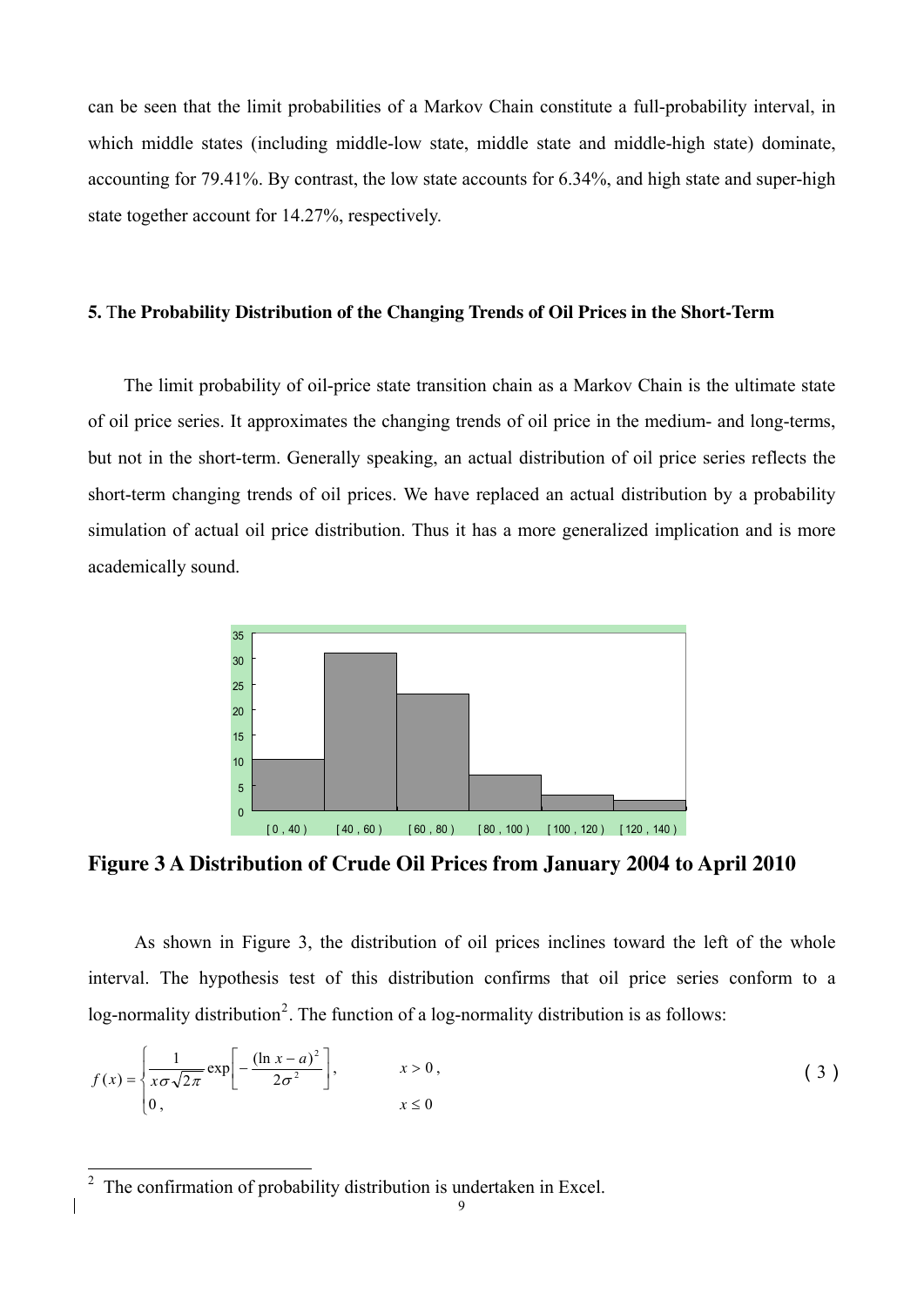can be seen that the limit probabilities of a Markov Chain constitute a full-probability interval, in which middle states (including middle-low state, middle state and middle-high state) dominate, accounting for 79.41%. By contrast, the low state accounts for 6.34%, and high state and super-high state together account for 14.27%, respectively.

### 5. The Probability Distribution of the Changing Trends of Oil Prices in the Short-Term

The limit probability of oil-price state transition chain as a Markov Chain is the ultimate state of oil price series. It approximates the changing trends of oil price in the medium- and long-terms, but not in the short-term. Generally speaking, an actual distribution of oil price series reflects the short-term changing trends of oil prices. We have replaced an actual distribution by a probability simulation of actual oil price distribution. Thus it has a more generalized implication and is more academically sound.

**Figure 3 A Distribution of Crude Oil Prices from January 2004 to April 2010**

As shown in Figure 3, the distribution of oil prices inclines toward the left of the whole interval. The hypothesis test of this distribution confirms that oil price series conform to a log-normality distribution[2]. The function of a log-normality distribution is as follows:

$$f(x) = \begin{cases} \dfrac{1}{x\sigma\sqrt{2\pi}} \exp\left[ -\dfrac{(\ln x - a)^2}{2\sigma^2} \right], & x > 0, \\ 0, & x \leq 0 \end{cases} \tag{3}$$

[2] The confirmation of probability distribution is undertaken in Excel.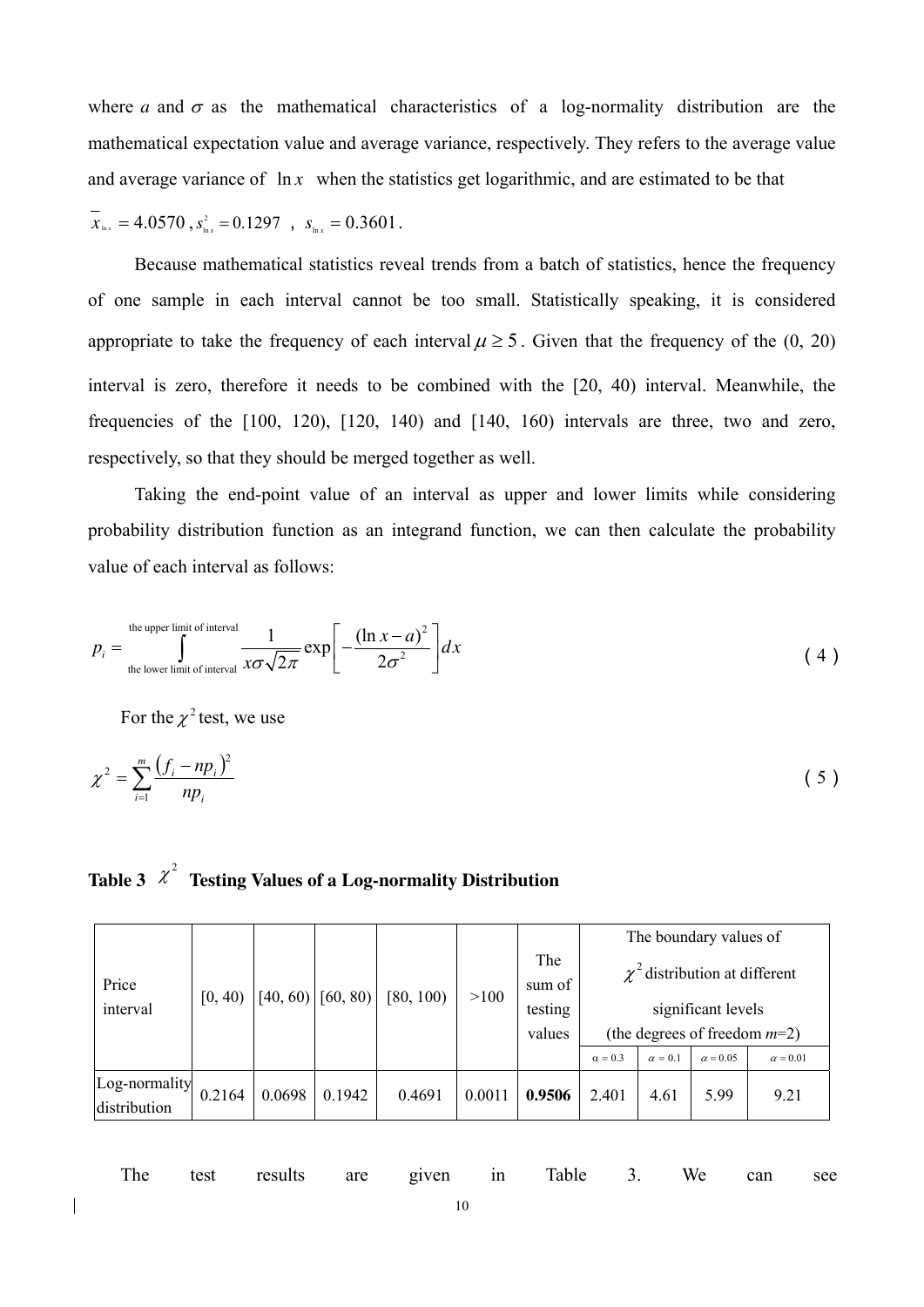where $a$ and $\sigma$ as the mathematical characteristics of a log-normality distribution are the mathematical expectation value and average variance, respectively. They refers to the average value and average variance of $\ln x$ when the statistics get logarithmic, and are estimated to be that

$\overline{x}_{\ln x} = 4.0570$ , $s_{\ln x}^2 = 0.1297$ , $s_{\ln x} = 0.3601$ .

Because mathematical statistics reveal trends from a batch of statistics, hence the frequency of one sample in each interval cannot be too small. Statistically speaking, it is considered appropriate to take the frequency of each interval $\mu \geq 5$ . Given that the frequency of the (0, 20) interval is zero, therefore it needs to be combined with the [20, 40) interval. Meanwhile, the frequencies of the [100, 120), [120, 140) and [140, 160) intervals are three, two and zero, respectively, so that they should be merged together as well.

Taking the end-point value of an interval as upper and lower limits while considering probability distribution function as an integrand function, we can then calculate the probability value of each interval as follows:

$$p_i = \int_{\text{the lower limit of interval}}^{\text{the upper limit of interval}} \frac{1}{x\sigma\sqrt{2\pi}} \exp\left[-\frac{(\ln x - a)^2}{2\sigma^2}\right] dx \tag{4}$$

For the $\chi^2$ test, we use

$$\chi^2 = \sum_{i=1}^{m} \frac{\left(f_i - np_i\right)^2}{np_i} \tag{5}$$

**Table 3 $\chi^2$ Testing Values of a Log-normality Distribution**

| Price interval | [0, 40) | [40, 60) | [60, 80) | [80, 100) | >100 | The sum of testing values | The boundary values of $\chi^2$ distribution at different significant levels (the degrees of freedom $m$=2) | | | |
|---|---|---|---|---|---|---|---|---|---|---|
| | | | | | | | $\alpha = 0.3$ | $\alpha = 0.1$ | $\alpha = 0.05$ | $\alpha = 0.01$ |
| Log-normality distribution | 0.2164 | 0.0698 | 0.1942 | 0.4691 | 0.0011 | **0.9506** | 2.401 | 4.61 | 5.99 | 9.21 |

The test results are given in Table 3. We can see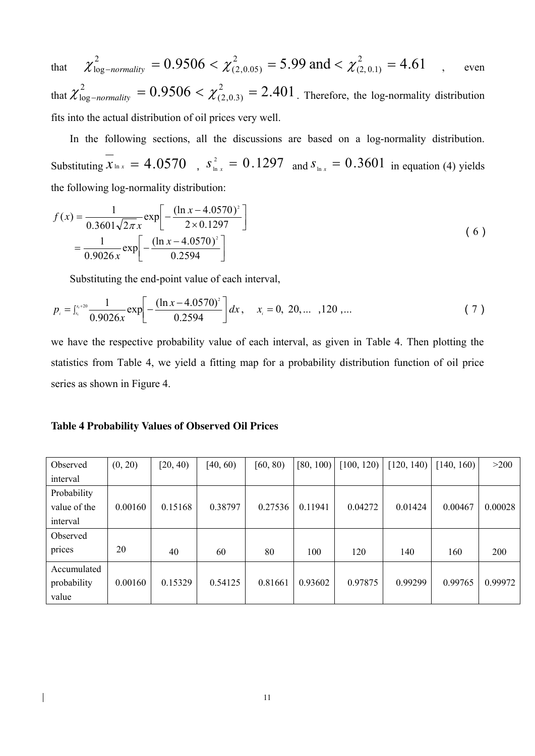that $\chi^2_{\log-normality} = 0.9506 < \chi^2_{(2,0.05)} = 5.99$ and $< \chi^2_{(2,\,0.1)} = 4.61$ , even that $\chi^2_{\log-normality} = 0.9506 < \chi^2_{(2,0.3)} = 2.401$. Therefore, the log-normality distribution fits into the actual distribution of oil prices very well.

In the following sections, all the discussions are based on a log-normality distribution. Substituting $\overline{x}_{\ln x} = 4.0570$ , $s^2_{\ln x} = 0.1297$ and $s_{\ln x} = 0.3601$ in equation (4) yields the following log-normality distribution:

$$
\begin{aligned}
f(x) &= \frac{1}{0.3601\sqrt{2\pi}\,x}\exp\left[-\frac{(\ln x - 4.0570)^2}{2\times 0.1297}\right] \\
&= \frac{1}{0.9026\,x}\exp\left[-\frac{(\ln x - 4.0570)^2}{0.2594}\right]
\end{aligned}
\tag{6}
$$

Substituting the end-point value of each interval,

$$
p_i = \int_{x_i}^{x_i+20} \frac{1}{0.9026x}\exp\left[-\frac{(\ln x - 4.0570)^2}{0.2594}\right]dx, \quad x_i = 0,\ 20, \ldots\ ,120\ ,\ldots \tag{7}
$$

we have the respective probability value of each interval, as given in Table 4. Then plotting the statistics from Table 4, we yield a fitting map for a probability distribution function of oil price series as shown in Figure 4.

**Table 4 Probability Values of Observed Oil Prices**

| Observed interval | (0, 20) | [20, 40) | [40, 60) | [60, 80) | [80, 100) | [100, 120) | [120, 140) | [140, 160) | >200 |
|---|---|---|---|---|---|---|---|---|---|
| Probability value of the interval | 0.00160 | 0.15168 | 0.38797 | 0.27536 | 0.11941 | 0.04272 | 0.01424 | 0.00467 | 0.00028 |
| Observed prices | 20 | 40 | 60 | 80 | 100 | 120 | 140 | 160 | 200 |
| Accumulated probability value | 0.00160 | 0.15329 | 0.54125 | 0.81661 | 0.93602 | 0.97875 | 0.99299 | 0.99765 | 0.99972 |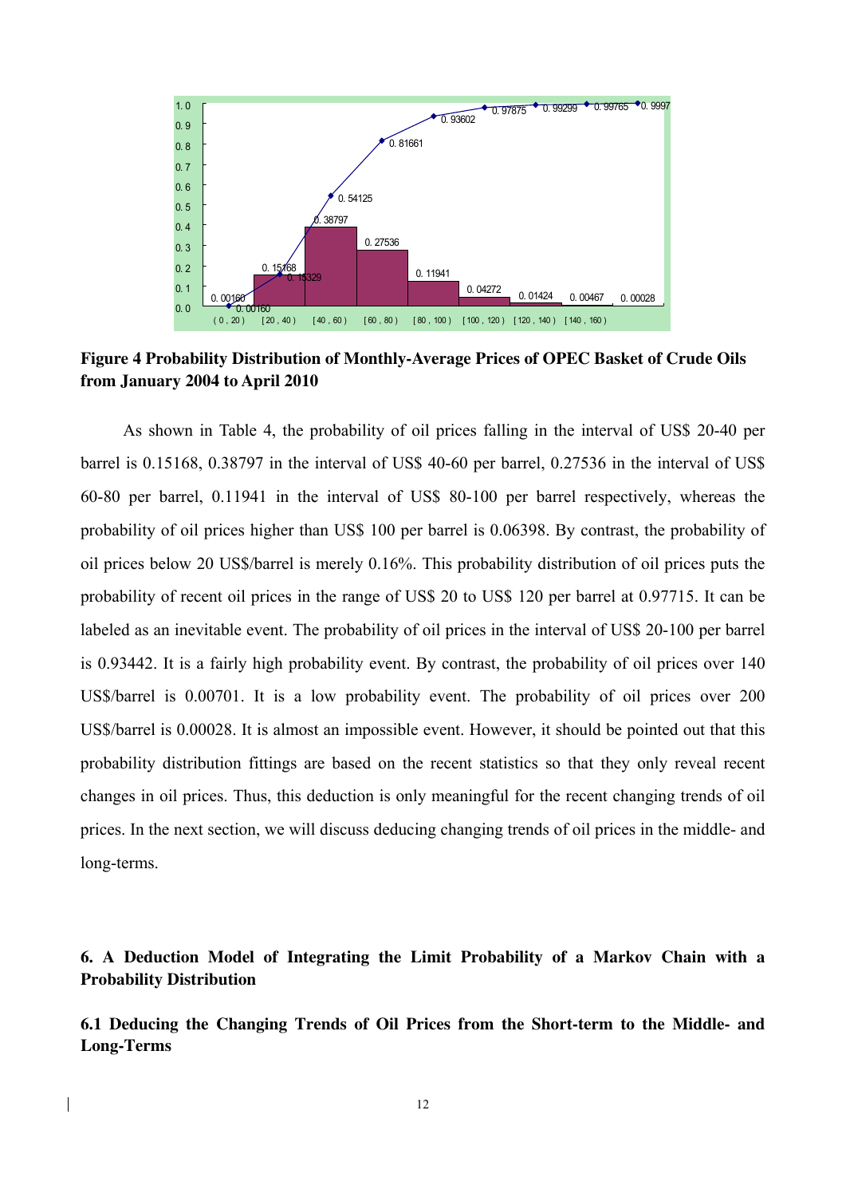**Figure 4 Probability Distribution of Monthly-Average Prices of OPEC Basket of Crude Oils from January 2004 to April 2010**

As shown in Table 4, the probability of oil prices falling in the interval of US$ 20-40 per barrel is 0.15168, 0.38797 in the interval of US$ 40-60 per barrel, 0.27536 in the interval of US$ 60-80 per barrel, 0.11941 in the interval of US$ 80-100 per barrel respectively, whereas the probability of oil prices higher than US$ 100 per barrel is 0.06398. By contrast, the probability of oil prices below 20 US$/barrel is merely 0.16%. This probability distribution of oil prices puts the probability of recent oil prices in the range of US$ 20 to US$ 120 per barrel at 0.97715. It can be labeled as an inevitable event. The probability of oil prices in the interval of US$ 20-100 per barrel is 0.93442. It is a fairly high probability event. By contrast, the probability of oil prices over 140 US$/barrel is 0.00701. It is a low probability event. The probability of oil prices over 200 US$/barrel is 0.00028. It is almost an impossible event. However, it should be pointed out that this probability distribution fittings are based on the recent statistics so that they only reveal recent changes in oil prices. Thus, this deduction is only meaningful for the recent changing trends of oil prices. In the next section, we will discuss deducing changing trends of oil prices in the middle- and long-terms.

## 6. A Deduction Model of Integrating the Limit Probability of a Markov Chain with a Probability Distribution

### 6.1 Deducing the Changing Trends of Oil Prices from the Short-term to the Middle- and Long-Terms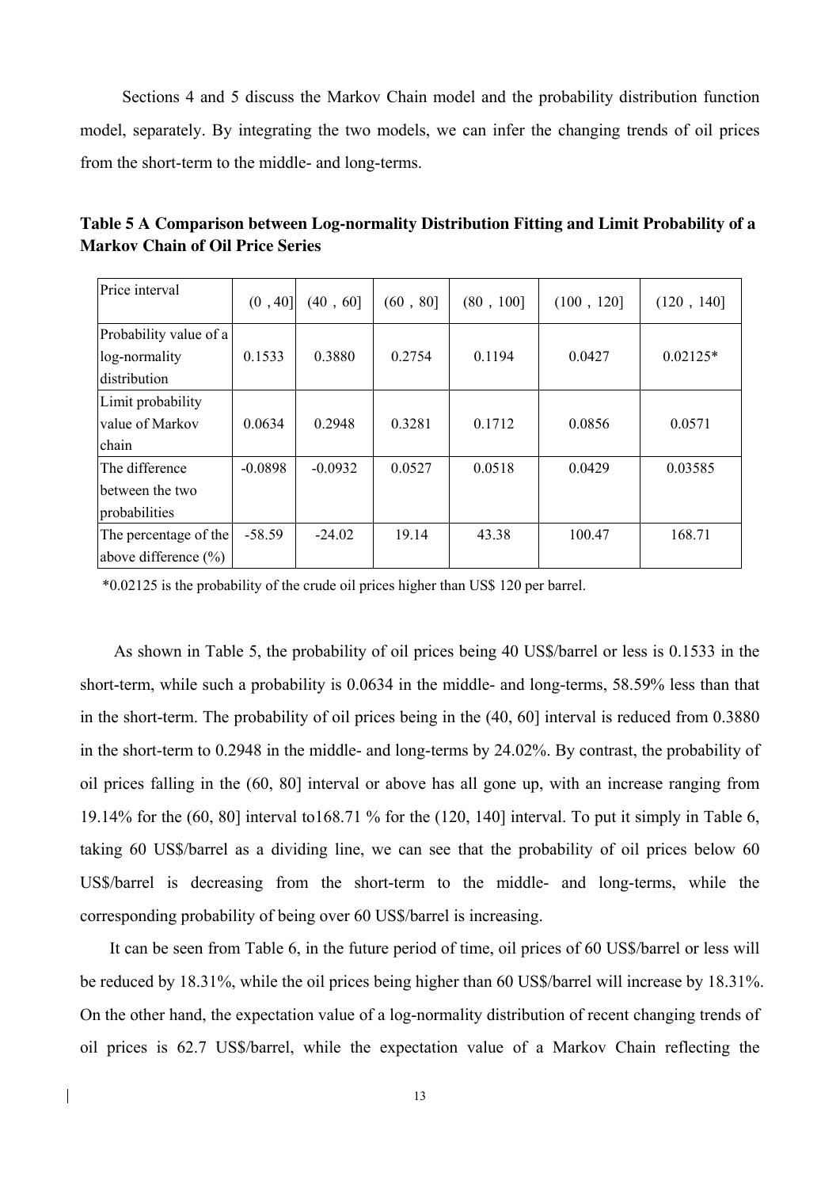Sections 4 and 5 discuss the Markov Chain model and the probability distribution function model, separately. By integrating the two models, we can infer the changing trends of oil prices from the short-term to the middle- and long-terms.

**Table 5 A Comparison between Log-normality Distribution Fitting and Limit Probability of a Markov Chain of Oil Price Series**

| Price interval | (0 , 40] | (40 , 60] | (60 , 80] | (80 , 100] | (100 , 120] | (120 , 140] |
|---|---|---|---|---|---|---|
| Probability value of a log-normality distribution | 0.1533 | 0.3880 | 0.2754 | 0.1194 | 0.0427 | 0.02125* |
| Limit probability value of Markov chain | 0.0634 | 0.2948 | 0.3281 | 0.1712 | 0.0856 | 0.0571 |
| The difference between the two probabilities | -0.0898 | -0.0932 | 0.0527 | 0.0518 | 0.0429 | 0.03585 |
| The percentage of the above difference (%) | -58.59 | -24.02 | 19.14 | 43.38 | 100.47 | 168.71 |

*0.02125 is the probability of the crude oil prices higher than US$ 120 per barrel.

As shown in Table 5, the probability of oil prices being 40 US$/barrel or less is 0.1533 in the short-term, while such a probability is 0.0634 in the middle- and long-terms, 58.59% less than that in the short-term. The probability of oil prices being in the (40, 60] interval is reduced from 0.3880 in the short-term to 0.2948 in the middle- and long-terms by 24.02%. By contrast, the probability of oil prices falling in the (60, 80] interval or above has all gone up, with an increase ranging from 19.14% for the (60, 80] interval to168.71 % for the (120, 140] interval. To put it simply in Table 6, taking 60 US$/barrel as a dividing line, we can see that the probability of oil prices below 60 US$/barrel is decreasing from the short-term to the middle- and long-terms, while the corresponding probability of being over 60 US$/barrel is increasing.

It can be seen from Table 6, in the future period of time, oil prices of 60 US$/barrel or less will be reduced by 18.31%, while the oil prices being higher than 60 US$/barrel will increase by 18.31%. On the other hand, the expectation value of a log-normality distribution of recent changing trends of oil prices is 62.7 US$/barrel, while the expectation value of a Markov Chain reflecting the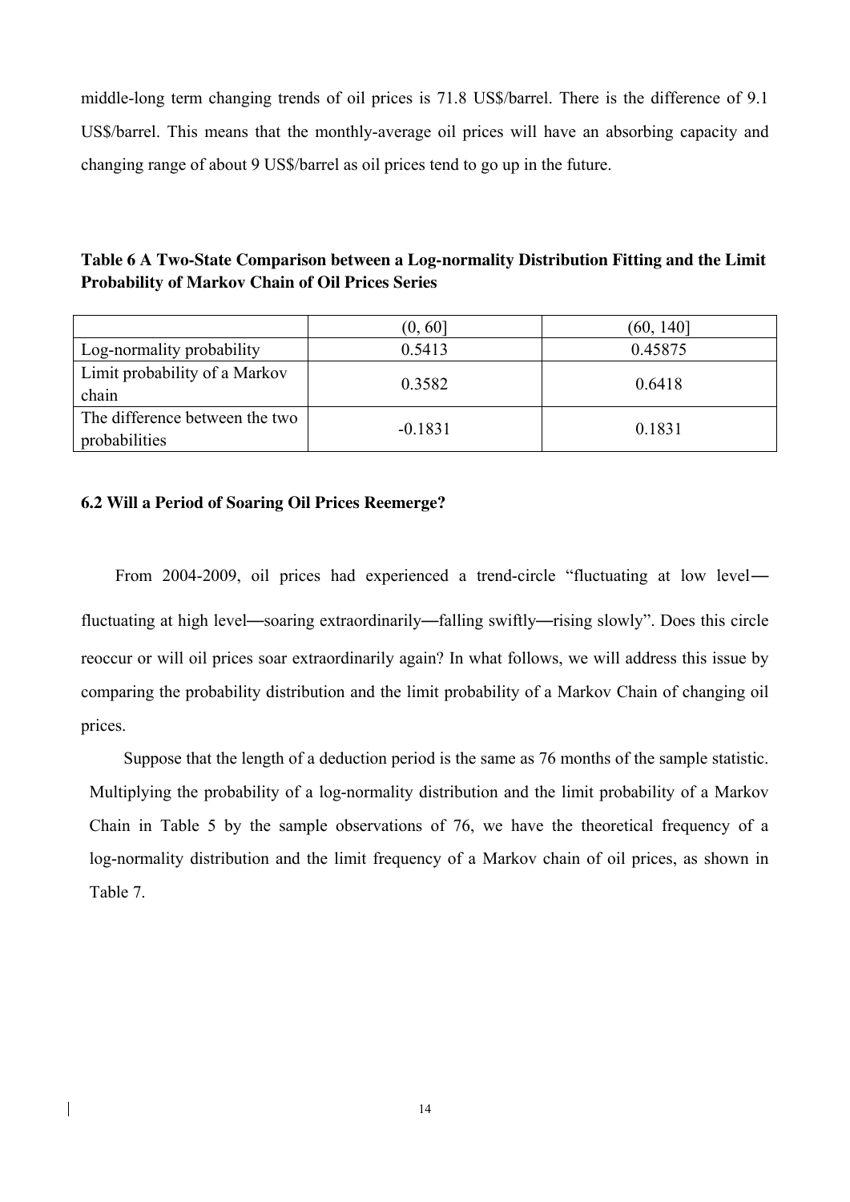middle-long term changing trends of oil prices is 71.8 US$/barrel. There is the difference of 9.1 US$/barrel. This means that the monthly-average oil prices will have an absorbing capacity and changing range of about 9 US$/barrel as oil prices tend to go up in the future.

**Table 6 A Two-State Comparison between a Log-normality Distribution Fitting and the Limit Probability of Markov Chain of Oil Prices Series**

| | (0, 60] | (60, 140] |
|---|---|---|
| Log-normality probability | 0.5413 | 0.45875 |
| Limit probability of a Markov chain | 0.3582 | 0.6418 |
| The difference between the two probabilities | -0.1831 | 0.1831 |

### 6.2 Will a Period of Soaring Oil Prices Reemerge?

From 2004-2009, oil prices had experienced a trend-circle "fluctuating at low level―fluctuating at high level―soaring extraordinarily―falling swiftly―rising slowly". Does this circle reoccur or will oil prices soar extraordinarily again? In what follows, we will address this issue by comparing the probability distribution and the limit probability of a Markov Chain of changing oil prices.

Suppose that the length of a deduction period is the same as 76 months of the sample statistic. Multiplying the probability of a log-normality distribution and the limit probability of a Markov Chain in Table 5 by the sample observations of 76, we have the theoretical frequency of a log-normality distribution and the limit frequency of a Markov chain of oil prices, as shown in Table 7.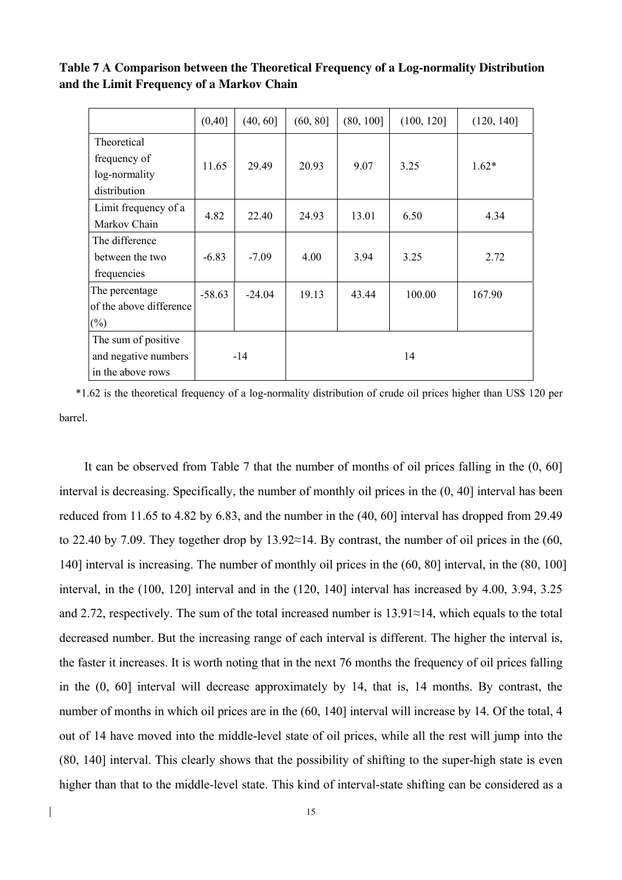**Table 7 A Comparison between the Theoretical Frequency of a Log-normality Distribution and the Limit Frequency of a Markov Chain**

| | (0,40] | (40, 60] | (60, 80] | (80, 100] | (100, 120] | (120, 140] |
|---|---|---|---|---|---|---|
| Theoretical frequency of log-normality distribution | 11.65 | 29.49 | 20.93 | 9.07 | 3.25 | 1.62* |
| Limit frequency of a Markov Chain | 4.82 | 22.40 | 24.93 | 13.01 | 6.50 | 4.34 |
| The difference between the two frequencies | -6.83 | -7.09 | 4.00 | 3.94 | 3.25 | 2.72 |
| The percentage of the above difference (%) | -58.63 | -24.04 | 19.13 | 43.44 | 100.00 | 167.90 |
| The sum of positive and negative numbers in the above rows | -14 | | 14 | | | |

*1.62 is the theoretical frequency of a log-normality distribution of crude oil prices higher than US$ 120 per barrel.

It can be observed from Table 7 that the number of months of oil prices falling in the (0, 60] interval is decreasing. Specifically, the number of monthly oil prices in the (0, 40] interval has been reduced from 11.65 to 4.82 by 6.83, and the number in the (40, 60] interval has dropped from 29.49 to 22.40 by 7.09. They together drop by 13.92≈14. By contrast, the number of oil prices in the (60, 140] interval is increasing. The number of monthly oil prices in the (60, 80] interval, in the (80, 100] interval, in the (100, 120] interval and in the (120, 140] interval has increased by 4.00, 3.94, 3.25 and 2.72, respectively. The sum of the total increased number is 13.91≈14, which equals to the total decreased number. But the increasing range of each interval is different. The higher the interval is, the faster it increases. It is worth noting that in the next 76 months the frequency of oil prices falling in the (0, 60] interval will decrease approximately by 14, that is, 14 months. By contrast, the number of months in which oil prices are in the (60, 140] interval will increase by 14. Of the total, 4 out of 14 have moved into the middle-level state of oil prices, while all the rest will jump into the (80, 140] interval. This clearly shows that the possibility of shifting to the super-high state is even higher than that to the middle-level state. This kind of interval-state shifting can be considered as a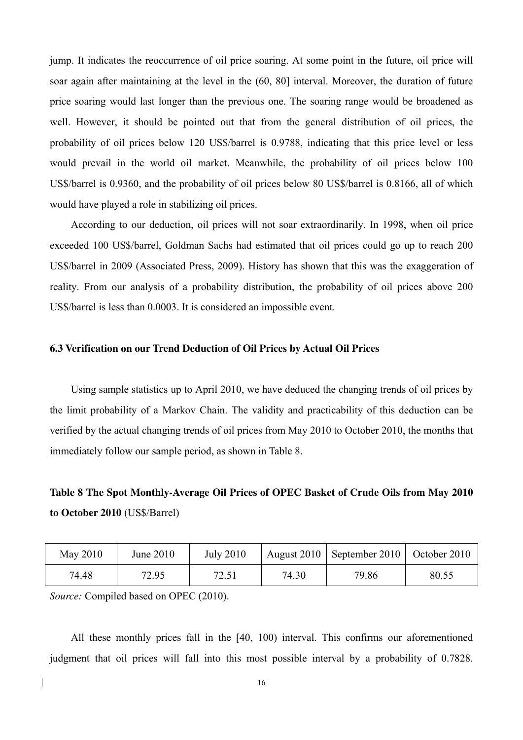jump. It indicates the reoccurrence of oil price soaring. At some point in the future, oil price will soar again after maintaining at the level in the (60, 80] interval. Moreover, the duration of future price soaring would last longer than the previous one. The soaring range would be broadened as well. However, it should be pointed out that from the general distribution of oil prices, the probability of oil prices below 120 US$/barrel is 0.9788, indicating that this price level or less would prevail in the world oil market. Meanwhile, the probability of oil prices below 100 US$/barrel is 0.9360, and the probability of oil prices below 80 US$/barrel is 0.8166, all of which would have played a role in stabilizing oil prices.

According to our deduction, oil prices will not soar extraordinarily. In 1998, when oil price exceeded 100 US$/barrel, Goldman Sachs had estimated that oil prices could go up to reach 200 US$/barrel in 2009 (Associated Press, 2009). History has shown that this was the exaggeration of reality. From our analysis of a probability distribution, the probability of oil prices above 200 US$/barrel is less than 0.0003. It is considered an impossible event.

### 6.3 Verification on our Trend Deduction of Oil Prices by Actual Oil Prices

Using sample statistics up to April 2010, we have deduced the changing trends of oil prices by the limit probability of a Markov Chain. The validity and practicability of this deduction can be verified by the actual changing trends of oil prices from May 2010 to October 2010, the months that immediately follow our sample period, as shown in Table 8.

**Table 8 The Spot Monthly-Average Oil Prices of OPEC Basket of Crude Oils from May 2010 to October 2010** (US$/Barrel)

| May 2010 | June 2010 | July 2010 | August 2010 | September 2010 | October 2010 |
|---|---|---|---|---|---|
| 74.48 | 72.95 | 72.51 | 74.30 | 79.86 | 80.55 |

*Source:* Compiled based on OPEC (2010).

All these monthly prices fall in the [40, 100) interval. This confirms our aforementioned judgment that oil prices will fall into this most possible interval by a probability of 0.7828.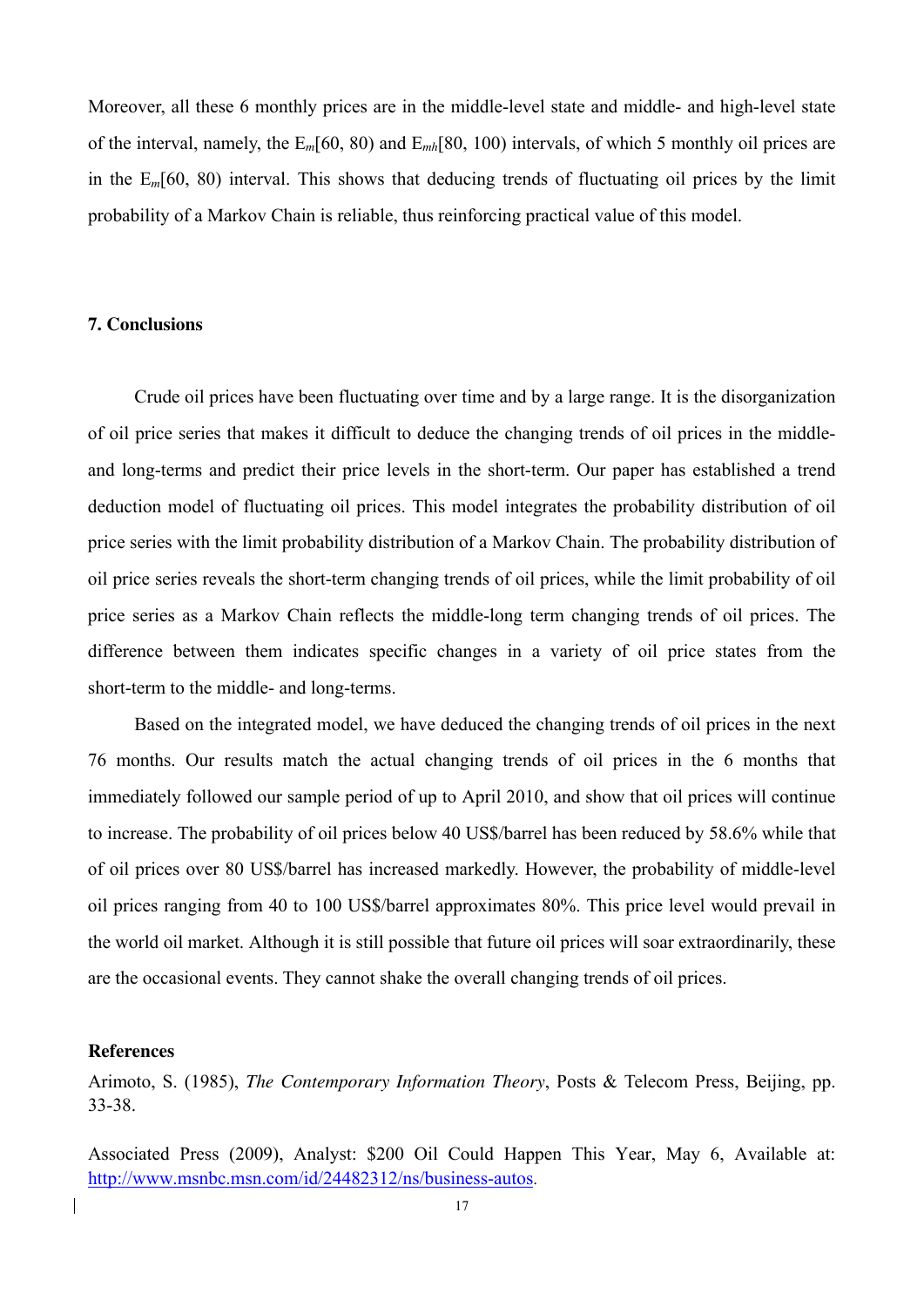Moreover, all these 6 monthly prices are in the middle-level state and middle- and high-level state of the interval, namely, the $E_m[60, 80)$ and $E_{mh}[80, 100)$ intervals, of which 5 monthly oil prices are in the $E_m[60, 80)$ interval. This shows that deducing trends of fluctuating oil prices by the limit probability of a Markov Chain is reliable, thus reinforcing practical value of this model.

## 7. Conclusions

Crude oil prices have been fluctuating over time and by a large range. It is the disorganization of oil price series that makes it difficult to deduce the changing trends of oil prices in the middle- and long-terms and predict their price levels in the short-term. Our paper has established a trend deduction model of fluctuating oil prices. This model integrates the probability distribution of oil price series with the limit probability distribution of a Markov Chain. The probability distribution of oil price series reveals the short-term changing trends of oil prices, while the limit probability of oil price series as a Markov Chain reflects the middle-long term changing trends of oil prices. The difference between them indicates specific changes in a variety of oil price states from the short-term to the middle- and long-terms.

Based on the integrated model, we have deduced the changing trends of oil prices in the next 76 months. Our results match the actual changing trends of oil prices in the 6 months that immediately followed our sample period of up to April 2010, and show that oil prices will continue to increase. The probability of oil prices below 40 US$/barrel has been reduced by 58.6% while that of oil prices over 80 US$/barrel has increased markedly. However, the probability of middle-level oil prices ranging from 40 to 100 US$/barrel approximates 80%. This price level would prevail in the world oil market. Although it is still possible that future oil prices will soar extraordinarily, these are the occasional events. They cannot shake the overall changing trends of oil prices.

## References

Arimoto, S. (1985), *The Contemporary Information Theory*, Posts & Telecom Press, Beijing, pp. 33-38.

Associated Press (2009), Analyst: $200 Oil Could Happen This Year, May 6, Available at: http://www.msnbc.msn.com/id/24482312/ns/business-autos.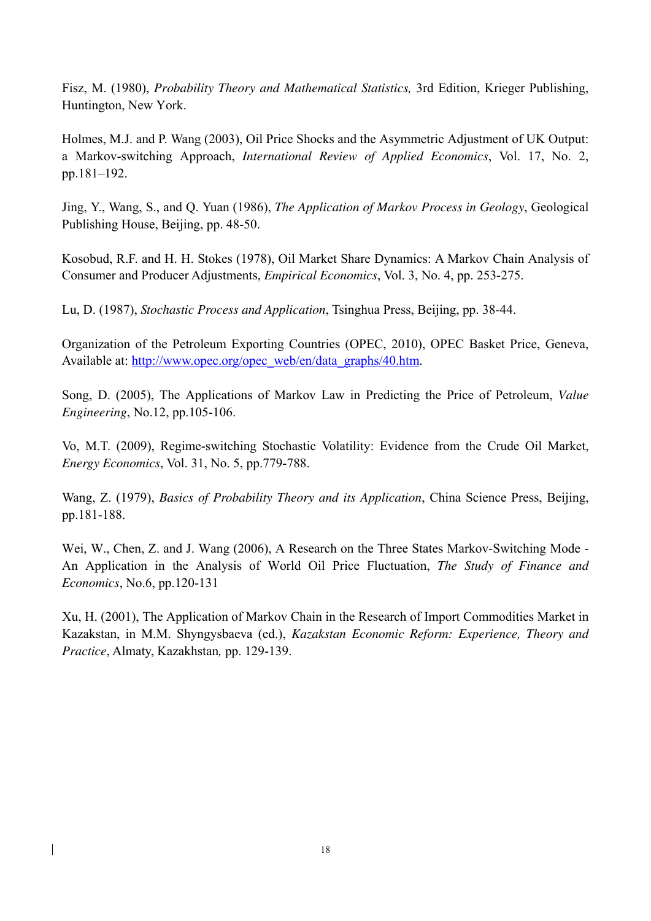Fisz, M. (1980), *Probability Theory and Mathematical Statistics,* 3rd Edition, Krieger Publishing, Huntington, New York.

Holmes, M.J. and P. Wang (2003), Oil Price Shocks and the Asymmetric Adjustment of UK Output: a Markov-switching Approach, *International Review of Applied Economics*, Vol. 17, No. 2, pp.181–192.

Jing, Y., Wang, S., and Q. Yuan (1986), *The Application of Markov Process in Geology*, Geological Publishing House, Beijing, pp. 48-50.

Kosobud, R.F. and H. H. Stokes (1978), Oil Market Share Dynamics: A Markov Chain Analysis of Consumer and Producer Adjustments, *Empirical Economics*, Vol. 3, No. 4, pp. 253-275.

Lu, D. (1987), *Stochastic Process and Application*, Tsinghua Press, Beijing, pp. 38-44.

Organization of the Petroleum Exporting Countries (OPEC, 2010), OPEC Basket Price, Geneva, Available at: [http://www.opec.org/opec_web/en/data_graphs/40.htm](http://www.opec.org/opec_web/en/data_graphs/40.htm).

Song, D. (2005), The Applications of Markov Law in Predicting the Price of Petroleum, *Value Engineering*, No.12, pp.105-106.

Vo, M.T. (2009), Regime-switching Stochastic Volatility: Evidence from the Crude Oil Market, *Energy Economics*, Vol. 31, No. 5, pp.779-788.

Wang, Z. (1979), *Basics of Probability Theory and its Application*, China Science Press, Beijing, pp.181-188.

Wei, W., Chen, Z. and J. Wang (2006), A Research on the Three States Markov-Switching Mode - An Application in the Analysis of World Oil Price Fluctuation, *The Study of Finance and Economics*, No.6, pp.120-131

Xu, H. (2001), The Application of Markov Chain in the Research of Import Commodities Market in Kazakstan, in M.M. Shyngysbaeva (ed.), *Kazakstan Economic Reform: Experience, Theory and Practice*, Almaty, Kazakhstan*,* pp. 129-139.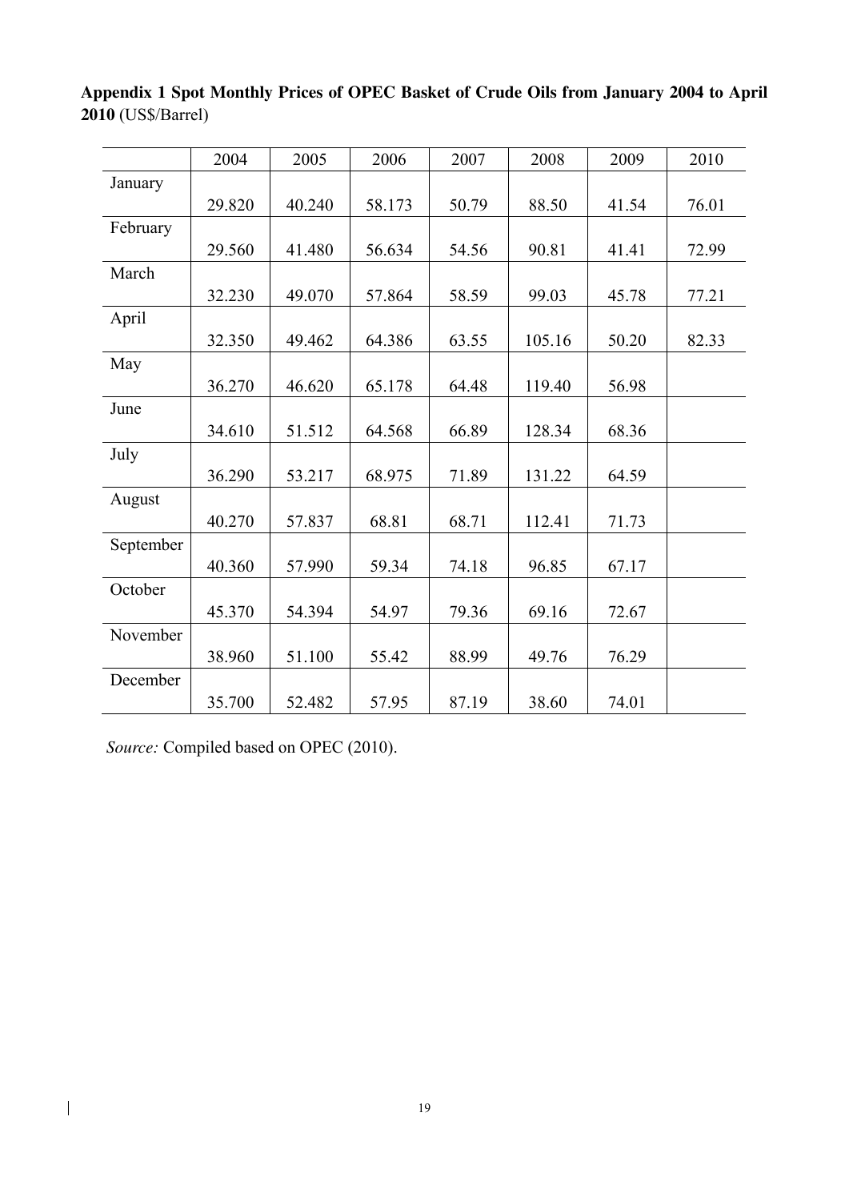**Appendix 1 Spot Monthly Prices of OPEC Basket of Crude Oils from January 2004 to April 2010** (US$/Barrel)

| | 2004 | 2005 | 2006 | 2007 | 2008 | 2009 | 2010 |
|---|---|---|---|---|---|---|---|
| January | 29.820 | 40.240 | 58.173 | 50.79 | 88.50 | 41.54 | 76.01 |
| February | 29.560 | 41.480 | 56.634 | 54.56 | 90.81 | 41.41 | 72.99 |
| March | 32.230 | 49.070 | 57.864 | 58.59 | 99.03 | 45.78 | 77.21 |
| April | 32.350 | 49.462 | 64.386 | 63.55 | 105.16 | 50.20 | 82.33 |
| May | 36.270 | 46.620 | 65.178 | 64.48 | 119.40 | 56.98 | |
| June | 34.610 | 51.512 | 64.568 | 66.89 | 128.34 | 68.36 | |
| July | 36.290 | 53.217 | 68.975 | 71.89 | 131.22 | 64.59 | |
| August | 40.270 | 57.837 | 68.81 | 68.71 | 112.41 | 71.73 | |
| September | 40.360 | 57.990 | 59.34 | 74.18 | 96.85 | 67.17 | |
| October | 45.370 | 54.394 | 54.97 | 79.36 | 69.16 | 72.67 | |
| November | 38.960 | 51.100 | 55.42 | 88.99 | 49.76 | 76.29 | |
| December | 35.700 | 52.482 | 57.95 | 87.19 | 38.60 | 74.01 | |

*Source:* Compiled based on OPEC (2010).